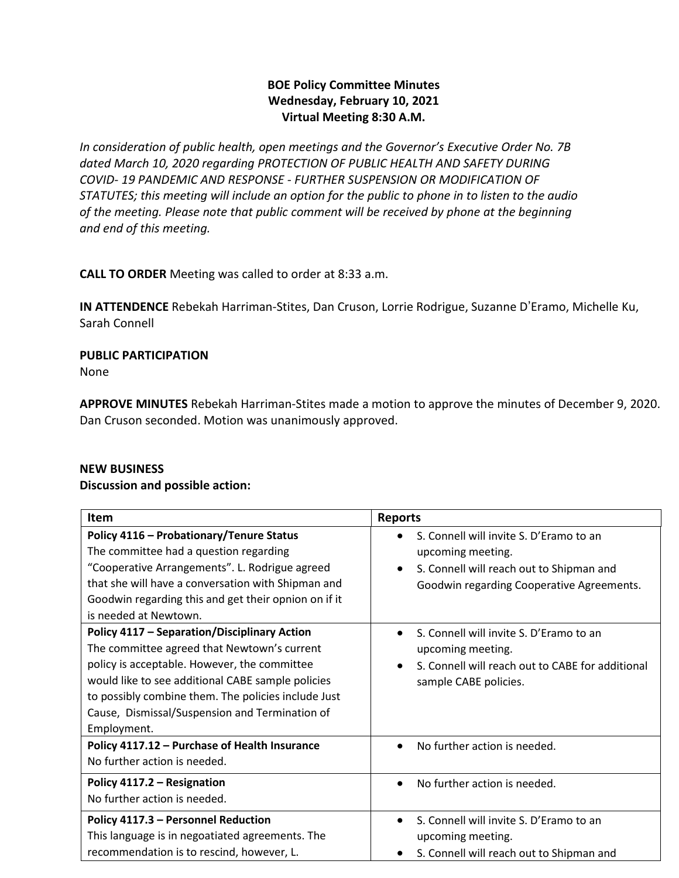**BOE Policy Committee Minutes**
**Wednesday, February 10, 2021**
**Virtual Meeting 8:30 A.M.**

*In consideration of public health, open meetings and the Governor's Executive Order No. 7B dated March 10, 2020 regarding PROTECTION OF PUBLIC HEALTH AND SAFETY DURING COVID- 19 PANDEMIC AND RESPONSE - FURTHER SUSPENSION OR MODIFICATION OF STATUTES; this meeting will include an option for the public to phone in to listen to the audio of the meeting. Please note that public comment will be received by phone at the beginning and end of this meeting.*

**CALL TO ORDER** Meeting was called to order at 8:33 a.m.

**IN ATTENDENCE** Rebekah Harriman-Stites, Dan Cruson, Lorrie Rodrigue, Suzanne D'Eramo, Michelle Ku, Sarah Connell

**PUBLIC PARTICIPATION**
None

**APPROVE MINUTES** Rebekah Harriman-Stites made a motion to approve the minutes of December 9, 2020. Dan Cruson seconded. Motion was unanimously approved.

**NEW BUSINESS**
**Discussion and possible action:**

| Item | Reports |
|---|---|
| **Policy 4116 – Probationary/Tenure Status** The committee had a question regarding "Cooperative Arrangements". L. Rodrigue agreed that she will have a conversation with Shipman and Goodwin regarding this and get their opnion on if it is needed at Newtown. | • S. Connell will invite S. D'Eramo to an upcoming meeting. • S. Connell will reach out to Shipman and Goodwin regarding Cooperative Agreements. |
| **Policy 4117 – Separation/Disciplinary Action** The committee agreed that Newtown's current policy is acceptable. However, the committee would like to see additional CABE sample policies to possibly combine them. The policies include Just Cause, Dismissal/Suspension and Termination of Employment. | • S. Connell will invite S. D'Eramo to an upcoming meeting. • S. Connell will reach out to CABE for additional sample CABE policies. |
| **Policy 4117.12 – Purchase of Health Insurance** No further action is needed. | • No further action is needed. |
| **Policy 4117.2 – Resignation** No further action is needed. | • No further action is needed. |
| **Policy 4117.3 – Personnel Reduction** This language is in negoatiated agreements. The recommendation is to rescind, however, L. | • S. Connell will invite S. D'Eramo to an upcoming meeting. • S. Connell will reach out to Shipman and |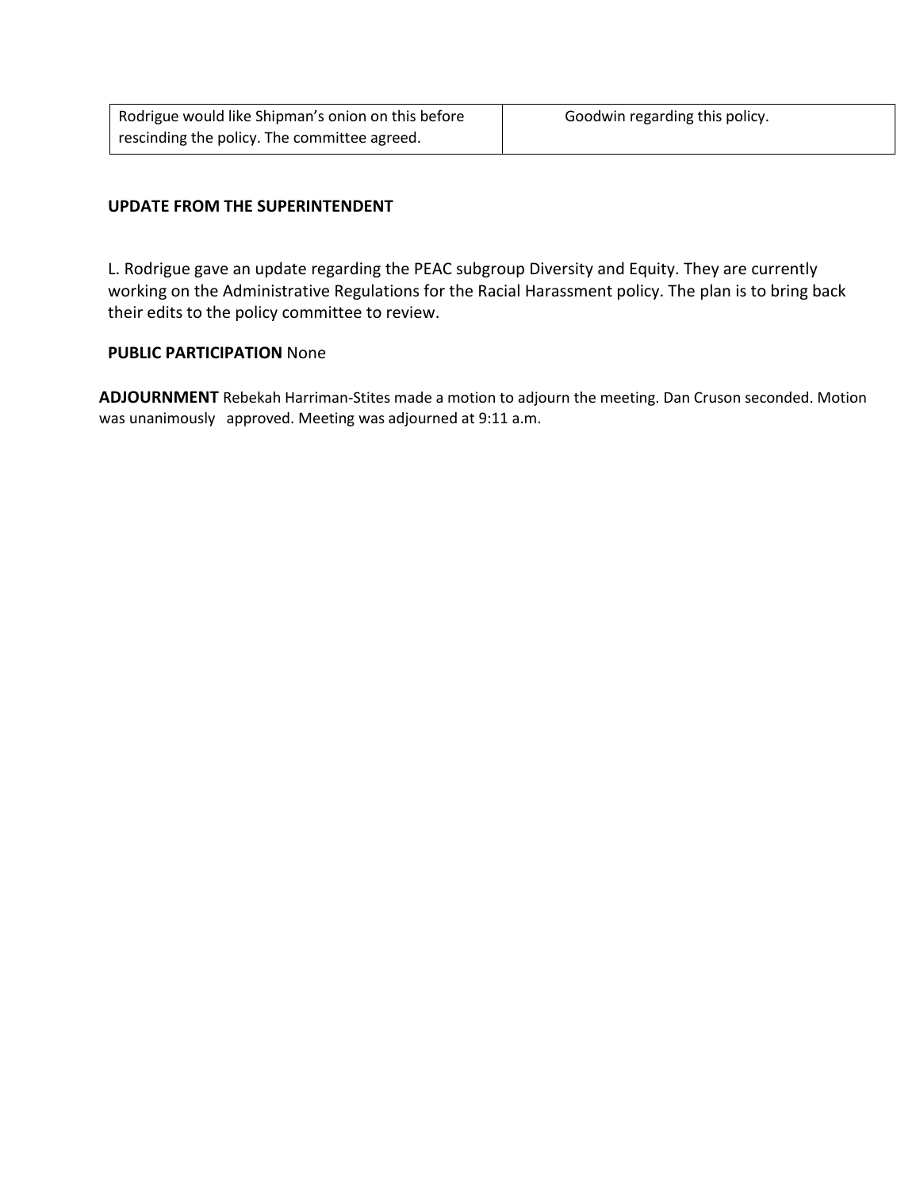| | |
|---|---|
| Rodrigue would like Shipman's onion on this before rescinding the policy. The committee agreed. | Goodwin regarding this policy. |

**UPDATE FROM THE SUPERINTENDENT**

L. Rodrigue gave an update regarding the PEAC subgroup Diversity and Equity. They are currently working on the Administrative Regulations for the Racial Harassment policy. The plan is to bring back their edits to the policy committee to review.

**PUBLIC PARTICIPATION** None

**ADJOURNMENT** Rebekah Harriman-Stites made a motion to adjourn the meeting. Dan Cruson seconded. Motion was unanimously approved. Meeting was adjourned at 9:11 a.m.